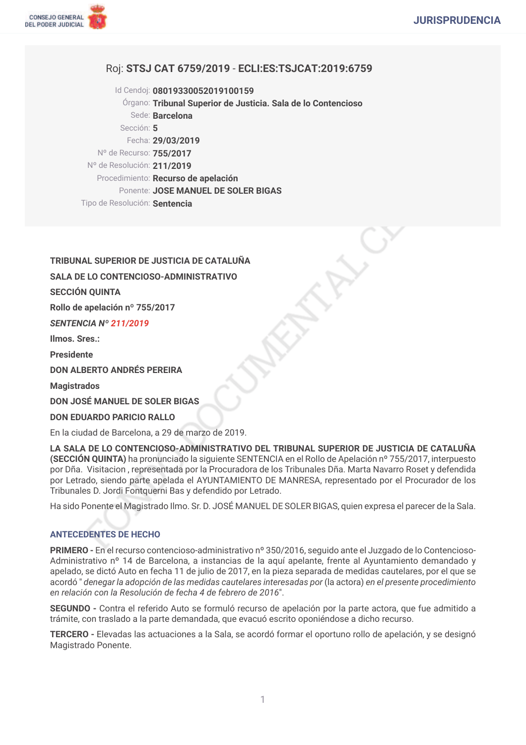Roj: **STSJ CAT 6759/2019** - **ECLI:ES:TSJCAT:2019:6759**

Id Cendoj: **08019330052019100159**
Órgano: **Tribunal Superior de Justicia. Sala de lo Contencioso**
Sede: **Barcelona**
Sección: **5**
Fecha: **29/03/2019**
Nº de Recurso: **755/2017**
Nº de Resolución: **211/2019**
Procedimiento: **Recurso de apelación**
Ponente: **JOSE MANUEL DE SOLER BIGAS**
Tipo de Resolución: **Sentencia**

**TRIBUNAL SUPERIOR DE JUSTICIA DE CATALUÑA**

**SALA DE LO CONTENCIOSO-ADMINISTRATIVO**

**SECCIÓN QUINTA**

**Rollo de apelación nº 755/2017**

***SENTENCIA Nº 211/2019***

**Ilmos. Sres.:**

**Presidente**

**DON ALBERTO ANDRÉS PEREIRA**

**Magistrados**

**DON JOSÉ MANUEL DE SOLER BIGAS**

**DON EDUARDO PARICIO RALLO**

En la ciudad de Barcelona, a 29 de marzo de 2019.

**LA SALA DE LO CONTENCIOSO-ADMINISTRATIVO DEL TRIBUNAL SUPERIOR DE JUSTICIA DE CATALUÑA (SECCIÓN QUINTA)** ha pronunciado la siguiente SENTENCIA en el Rollo de Apelación nº 755/2017, interpuesto por Dña. Visitacion , representada por la Procuradora de los Tribunales Dña. Marta Navarro Roset y defendida por Letrado, siendo parte apelada el AYUNTAMIENTO DE MANRESA, representado por el Procurador de los Tribunales D. Jordi Fontquerni Bas y defendido por Letrado.

Ha sido Ponente el Magistrado Ilmo. Sr. D. JOSÉ MANUEL DE SOLER BIGAS, quien expresa el parecer de la Sala.

## ANTECEDENTES DE HECHO

**PRIMERO -** En el recurso contencioso-administrativo nº 350/2016, seguido ante el Juzgado de lo Contencioso-Administrativo nº 14 de Barcelona, a instancias de la aquí apelante, frente al Ayuntamiento demandado y apelado, se dictó Auto en fecha 11 de julio de 2017, en la pieza separada de medidas cautelares, por el que se acordó " *denegar la adopción de las medidas cautelares interesadas por* (la actora) *en el presente procedimiento en relación con la Resolución de fecha 4 de febrero de 2016*".

**SEGUNDO -** Contra el referido Auto se formuló recurso de apelación por la parte actora, que fue admitido a trámite, con traslado a la parte demandada, que evacuó escrito oponiéndose a dicho recurso.

**TERCERO -** Elevadas las actuaciones a la Sala, se acordó formar el oportuno rollo de apelación, y se designó Magistrado Ponente.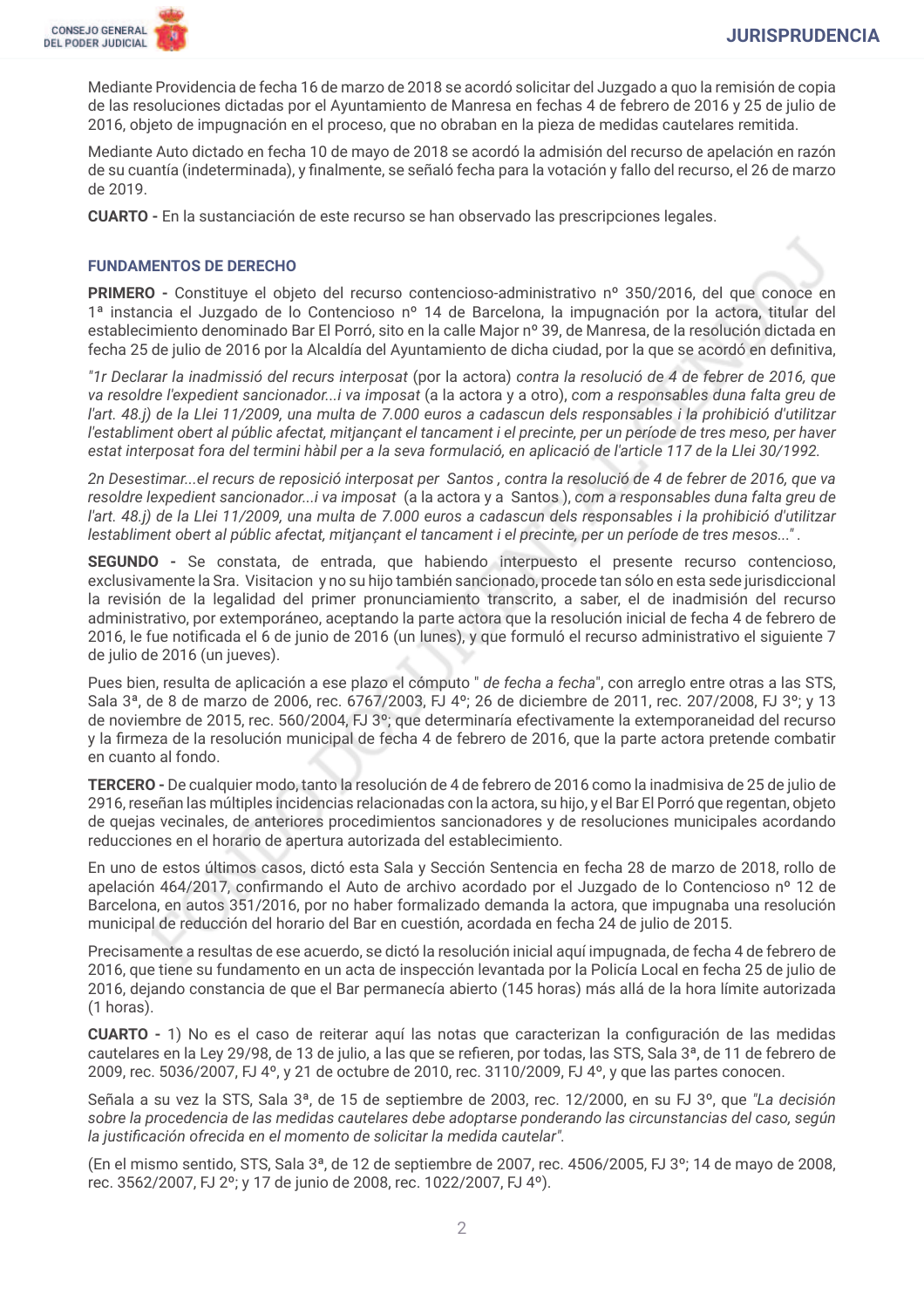Mediante Providencia de fecha 16 de marzo de 2018 se acordó solicitar del Juzgado a quo la remisión de copia de las resoluciones dictadas por el Ayuntamiento de Manresa en fechas 4 de febrero de 2016 y 25 de julio de 2016, objeto de impugnación en el proceso, que no obraban en la pieza de medidas cautelares remitida.

Mediante Auto dictado en fecha 10 de mayo de 2018 se acordó la admisión del recurso de apelación en razón de su cuantía (indeterminada), y finalmente, se señaló fecha para la votación y fallo del recurso, el 26 de marzo de 2019.

**CUARTO -** En la sustanciación de este recurso se han observado las prescripciones legales.

## FUNDAMENTOS DE DERECHO

**PRIMERO -** Constituye el objeto del recurso contencioso-administrativo nº 350/2016, del que conoce en 1ª instancia el Juzgado de lo Contencioso nº 14 de Barcelona, la impugnación por la actora, titular del establecimiento denominado Bar El Porró, sito en la calle Major nº 39, de Manresa, de la resolución dictada en fecha 25 de julio de 2016 por la Alcaldía del Ayuntamiento de dicha ciudad, por la que se acordó en definitiva,

*"1r Declarar la inadmissió del recurs interposat* (por la actora) *contra la resolució de 4 de febrer de 2016, que va resoldre l'expedient sancionador...i va imposat* (a la actora y a otro), *com a responsables duna falta greu de l'art. 48.j) de la Llei 11/2009, una multa de 7.000 euros a cadascun dels responsables i la prohibició d'utilitzar l'establiment obert al públic afectat, mitjançant el tancament i el precinte, per un període de tres meso, per haver estat interposat fora del termini hàbil per a la seva formulació, en aplicació de l'article 117 de la Llei 30/1992.*

*2n Desestimar...el recurs de reposició interposat per Santos , contra la resolució de 4 de febrer de 2016, que va resoldre lexpedient sancionador...i va imposat* (a la actora y a Santos ), *com a responsables duna falta greu de l'art. 48.j) de la Llei 11/2009, una multa de 7.000 euros a cadascun dels responsables i la prohibició d'utilitzar lestabliment obert al públic afectat, mitjançant el tancament i el precinte, per un període de tres mesos..."* .

**SEGUNDO -** Se constata, de entrada, que habiendo interpuesto el presente recurso contencioso, exclusivamente la Sra. Visitacion y no su hijo también sancionado, procede tan sólo en esta sede jurisdiccional la revisión de la legalidad del primer pronunciamiento transcrito, a saber, el de inadmisión del recurso administrativo, por extemporáneo, aceptando la parte actora que la resolución inicial de fecha 4 de febrero de 2016, le fue notificada el 6 de junio de 2016 (un lunes), y que formuló el recurso administrativo el siguiente 7 de julio de 2016 (un jueves).

Pues bien, resulta de aplicación a ese plazo el cómputo " *de fecha a fecha*", con arreglo entre otras a las STS, Sala 3ª, de 8 de marzo de 2006, rec. 6767/2003, FJ 4º; 26 de diciembre de 2011, rec. 207/2008, FJ 3º; y 13 de noviembre de 2015, rec. 560/2004, FJ 3º; que determinaría efectivamente la extemporaneidad del recurso y la firmeza de la resolución municipal de fecha 4 de febrero de 2016, que la parte actora pretende combatir en cuanto al fondo.

**TERCERO -** De cualquier modo, tanto la resolución de 4 de febrero de 2016 como la inadmisiva de 25 de julio de 2916, reseñan las múltiples incidencias relacionadas con la actora, su hijo, y el Bar El Porró que regentan, objeto de quejas vecinales, de anteriores procedimientos sancionadores y de resoluciones municipales acordando reducciones en el horario de apertura autorizada del establecimiento.

En uno de estos últimos casos, dictó esta Sala y Sección Sentencia en fecha 28 de marzo de 2018, rollo de apelación 464/2017, confirmando el Auto de archivo acordado por el Juzgado de lo Contencioso nº 12 de Barcelona, en autos 351/2016, por no haber formalizado demanda la actora, que impugnaba una resolución municipal de reducción del horario del Bar en cuestión, acordada en fecha 24 de julio de 2015.

Precisamente a resultas de ese acuerdo, se dictó la resolución inicial aquí impugnada, de fecha 4 de febrero de 2016, que tiene su fundamento en un acta de inspección levantada por la Policía Local en fecha 25 de julio de 2016, dejando constancia de que el Bar permanecía abierto (145 horas) más allá de la hora límite autorizada (1 horas).

**CUARTO -** 1) No es el caso de reiterar aquí las notas que caracterizan la configuración de las medidas cautelares en la Ley 29/98, de 13 de julio, a las que se refieren, por todas, las STS, Sala 3ª, de 11 de febrero de 2009, rec. 5036/2007, FJ 4º, y 21 de octubre de 2010, rec. 3110/2009, FJ 4º, y que las partes conocen.

Señala a su vez la STS, Sala 3ª, de 15 de septiembre de 2003, rec. 12/2000, en su FJ 3º, que *"La decisión sobre la procedencia de las medidas cautelares debe adoptarse ponderando las circunstancias del caso, según la justificación ofrecida en el momento de solicitar la medida cautelar".*

(En el mismo sentido, STS, Sala 3ª, de 12 de septiembre de 2007, rec. 4506/2005, FJ 3º; 14 de mayo de 2008, rec. 3562/2007, FJ 2º; y 17 de junio de 2008, rec. 1022/2007, FJ 4º).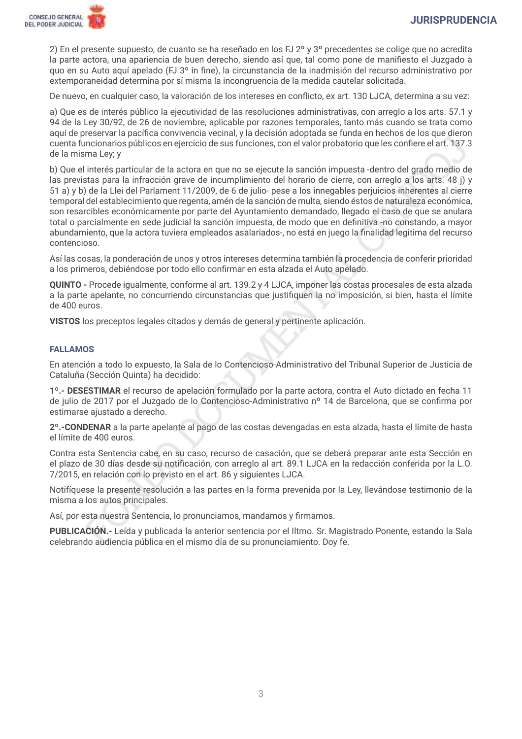2) En el presente supuesto, de cuanto se ha reseñado en los FJ 2º y 3º precedentes se colige que no acredita la parte actora, una apariencia de buen derecho, siendo así que, tal como pone de manifiesto el Juzgado a quo en su Auto aquí apelado (FJ 3º in fine), la circunstancia de la inadmisión del recurso administrativo por extemporaneidad determina por sí misma la incongruencia de la medida cautelar solicitada.

De nuevo, en cualquier caso, la valoración de los intereses en conflicto, ex art. 130 LJCA, determina a su vez:

a) Que es de interés público la ejecutividad de las resoluciones administrativas, con arreglo a los arts. 57.1 y 94 de la Ley 30/92, de 26 de noviembre, aplicable por razones temporales, tanto más cuando se trata como aquí de preservar la pacífica convivencia vecinal, y la decisión adoptada se funda en hechos de los que dieron cuenta funcionarios públicos en ejercicio de sus funciones, con el valor probatorio que les confiere el art. 137.3 de la misma Ley; y

b) Que el interés particular de la actora en que no se ejecute la sanción impuesta -dentro del grado medio de las previstas para la infracción grave de incumplimiento del horario de cierre, con arreglo a los arts. 48 j) y 51 a) y b) de la Llei del Parlament 11/2009, de 6 de julio- pese a los innegables perjuicios inherentes al cierre temporal del establecimiento que regenta, amén de la sanción de multa, siendo éstos de naturaleza económica, son resarcibles económicamente por parte del Ayuntamiento demandado, llegado el caso de que se anulara total o parcialmente en sede judicial la sanción impuesta, de modo que en definitiva -no constando, a mayor abundamiento, que la actora tuviera empleados asalariados-, no está en juego la finalidad legitima del recurso contencioso.

Así las cosas, la ponderación de unos y otros intereses determina también la procedencia de conferir prioridad a los primeros, debiéndose por todo ello confirmar en esta alzada el Auto apelado.

**QUINTO -** Procede igualmente, conforme al art. 139.2 y 4 LJCA, imponer las costas procesales de esta alzada a la parte apelante, no concurriendo circunstancias que justifiquen la no imposición, si bien, hasta el límite de 400 euros.

**VISTOS** los preceptos legales citados y demás de general y pertinente aplicación.

## FALLAMOS

En atención a todo lo expuesto, la Sala de lo Contencioso-Administrativo del Tribunal Superior de Justicia de Cataluña (Sección Quinta) ha decidido:

**1º.- DESESTIMAR** el recurso de apelación formulado por la parte actora, contra el Auto dictado en fecha 11 de julio de 2017 por el Juzgado de lo Contencioso-Administrativo nº 14 de Barcelona, que se confirma por estimarse ajustado a derecho.

**2º.-CONDENAR** a la parte apelante al pago de las costas devengadas en esta alzada, hasta el límite de hasta el límite de 400 euros.

Contra esta Sentencia cabe, en su caso, recurso de casación, que se deberá preparar ante esta Sección en el plazo de 30 días desde su notificación, con arreglo al art. 89.1 LJCA en la redacción conferida por la L.O. 7/2015, en relación con lo previsto en el art. 86 y siguientes LJCA.

Notifíquese la presente resolución a las partes en la forma prevenida por la Ley, llevándose testimonio de la misma a los autos principales.

Así, por esta nuestra Sentencia, lo pronunciamos, mandamos y firmamos.

**PUBLICACIÓN.-** Leída y publicada la anterior sentencia por el Iltmo. Sr. Magistrado Ponente, estando la Sala celebrando audiencia pública en el mismo día de su pronunciamiento. Doy fe.